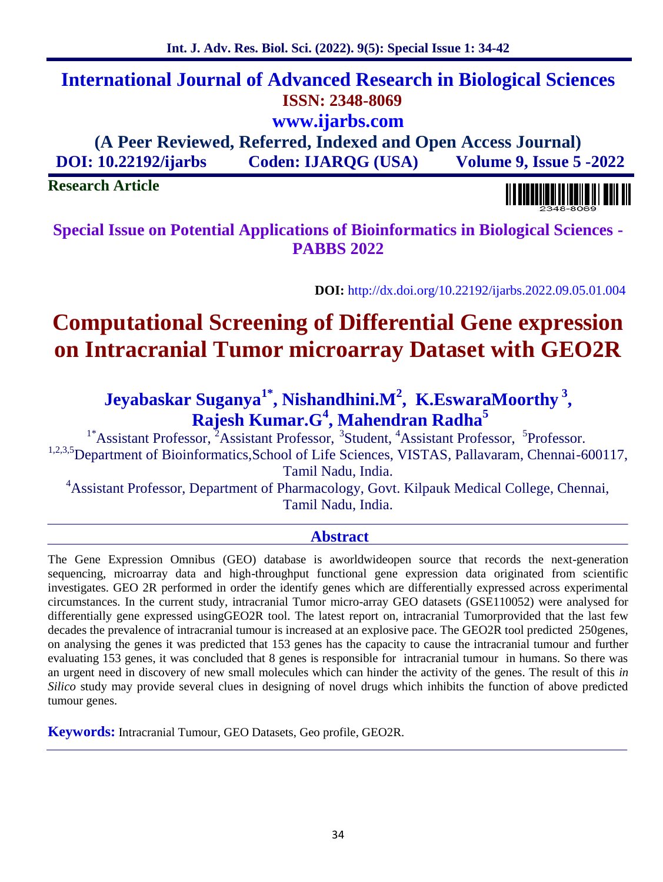# International Journal of Advanced Research in Biological Sciences

**ISSN: 2348-8069**

**www.ijarbs.com**

**(A Peer Reviewed, Referred, Indexed and Open Access Journal)**

**DOI: 10.22192/ijarbs Coden: IJARQG (USA) Volume 9, Issue 5 -2022**

**Research Article**

**Special Issue on Potential Applications of Bioinformatics in Biological Sciences - PABBS 2022**

**DOI:** http://dx.doi.org/10.22192/ijarbs.2022.09.05.01.004

# Computational Screening of Differential Gene expression on Intracranial Tumor microarray Dataset with GEO2R

**Jeyabaskar Suganya[1*], Nishandhini.M[2], K.EswaraMoorthy[3], Rajesh Kumar.G[4], Mahendran Radha[5]**

[1*]Assistant Professor, [2]Assistant Professor, [3]Student, [4]Assistant Professor, [5]Professor.

[1,2,3,5]Department of Bioinformatics,School of Life Sciences, VISTAS, Pallavaram, Chennai-600117, Tamil Nadu, India.

[4]Assistant Professor, Department of Pharmacology, Govt. Kilpauk Medical College, Chennai, Tamil Nadu, India.

## Abstract

The Gene Expression Omnibus (GEO) database is aworldwideopen source that records the next-generation sequencing, microarray data and high-throughput functional gene expression data originated from scientific investigates. GEO 2R performed in order the identify genes which are differentially expressed across experimental circumstances. In the current study, intracranial Tumor micro-array GEO datasets (GSE110052) were analysed for differentially gene expressed usingGEO2R tool. The latest report on, intracranial Tumorprovided that the last few decades the prevalence of intracranial tumour is increased at an explosive pace. The GEO2R tool predicted 250genes, on analysing the genes it was predicted that 153 genes has the capacity to cause the intracranial tumour and further evaluating 153 genes, it was concluded that 8 genes is responsible for intracranial tumour in humans. So there was an urgent need in discovery of new small molecules which can hinder the activity of the genes. The result of this *in Silico* study may provide several clues in designing of novel drugs which inhibits the function of above predicted tumour genes.

**Keywords:** Intracranial Tumour, GEO Datasets, Geo profile, GEO2R.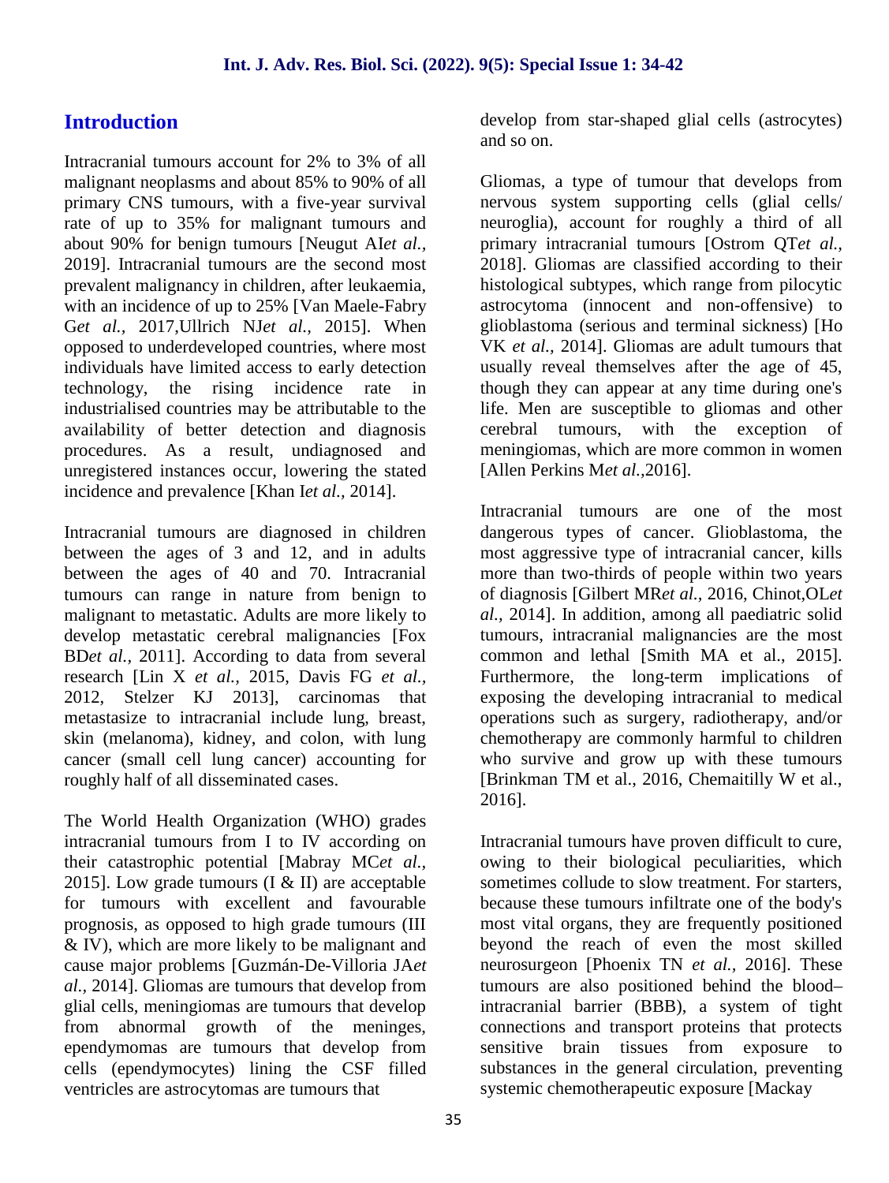## Introduction

Intracranial tumours account for 2% to 3% of all malignant neoplasms and about 85% to 90% of all primary CNS tumours, with a five-year survival rate of up to 35% for malignant tumours and about 90% for benign tumours [Neugut AI*et al.,* 2019]. Intracranial tumours are the second most prevalent malignancy in children, after leukaemia, with an incidence of up to 25% [Van Maele-Fabry G*et al.,* 2017,Ullrich NJ*et al.,* 2015]. When opposed to underdeveloped countries, where most individuals have limited access to early detection technology, the rising incidence rate in industrialised countries may be attributable to the availability of better detection and diagnosis procedures. As a result, undiagnosed and unregistered instances occur, lowering the stated incidence and prevalence [Khan I*et al.,* 2014].

Intracranial tumours are diagnosed in children between the ages of 3 and 12, and in adults between the ages of 40 and 70. Intracranial tumours can range in nature from benign to malignant to metastatic. Adults are more likely to develop metastatic cerebral malignancies [Fox BD*et al.,* 2011]. According to data from several research [Lin X *et al.,* 2015, Davis FG *et al.,* 2012, Stelzer KJ 2013], carcinomas that metastasize to intracranial include lung, breast, skin (melanoma), kidney, and colon, with lung cancer (small cell lung cancer) accounting for roughly half of all disseminated cases.

The World Health Organization (WHO) grades intracranial tumours from I to IV according on their catastrophic potential [Mabray MC*et al.,* 2015]. Low grade tumours (I & II) are acceptable for tumours with excellent and favourable prognosis, as opposed to high grade tumours (III & IV), which are more likely to be malignant and cause major problems [Guzmán-De-Villoria JA*et al.,* 2014]. Gliomas are tumours that develop from glial cells, meningiomas are tumours that develop from abnormal growth of the meninges, ependymomas are tumours that develop from cells (ependymocytes) lining the CSF filled ventricles are astrocytomas are tumours that develop from star-shaped glial cells (astrocytes) and so on.

Gliomas, a type of tumour that develops from nervous system supporting cells (glial cells/ neuroglia), account for roughly a third of all primary intracranial tumours [Ostrom QT*et al.,* 2018]. Gliomas are classified according to their histological subtypes, which range from pilocytic astrocytoma (innocent and non-offensive) to glioblastoma (serious and terminal sickness) [Ho VK *et al.,* 2014]. Gliomas are adult tumours that usually reveal themselves after the age of 45, though they can appear at any time during one's life. Men are susceptible to gliomas and other cerebral tumours, with the exception of meningiomas, which are more common in women [Allen Perkins M*et al.,*2016].

Intracranial tumours are one of the most dangerous types of cancer. Glioblastoma, the most aggressive type of intracranial cancer, kills more than two-thirds of people within two years of diagnosis [Gilbert MR*et al.,* 2016, Chinot,OL*et al.,* 2014]. In addition, among all paediatric solid tumours, intracranial malignancies are the most common and lethal [Smith MA et al., 2015]. Furthermore, the long-term implications of exposing the developing intracranial to medical operations such as surgery, radiotherapy, and/or chemotherapy are commonly harmful to children who survive and grow up with these tumours [Brinkman TM et al., 2016, Chemaitilly W et al., 2016].

Intracranial tumours have proven difficult to cure, owing to their biological peculiarities, which sometimes collude to slow treatment. For starters, because these tumours infiltrate one of the body's most vital organs, they are frequently positioned beyond the reach of even the most skilled neurosurgeon [Phoenix TN *et al.,* 2016]. These tumours are also positioned behind the blood–intracranial barrier (BBB), a system of tight connections and transport proteins that protects sensitive brain tissues from exposure to substances in the general circulation, preventing systemic chemotherapeutic exposure [Mackay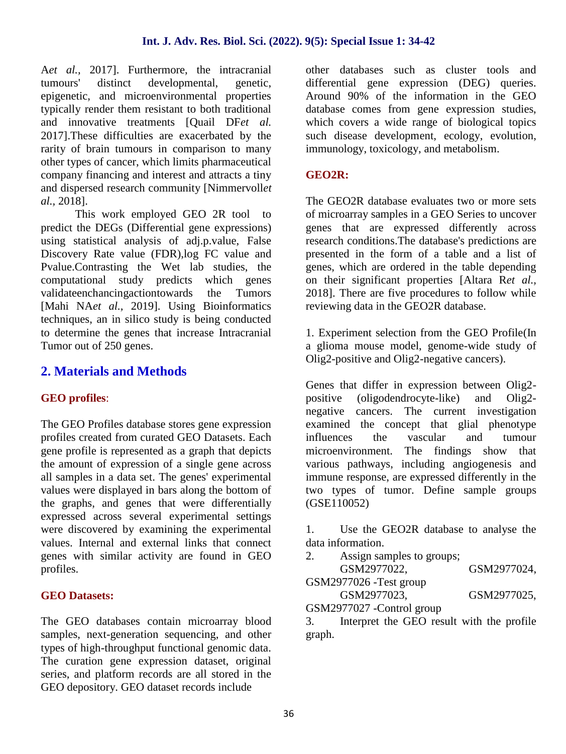A*et al.*, 2017]. Furthermore, the intracranial tumours' distinct developmental, genetic, epigenetic, and microenvironmental properties typically render them resistant to both traditional and innovative treatments [Quail DF*et al.* 2017].These difficulties are exacerbated by the rarity of brain tumours in comparison to many other types of cancer, which limits pharmaceutical company financing and interest and attracts a tiny and dispersed research community [Nimmervoll*et al.*, 2018].

This work employed GEO 2R tool to predict the DEGs (Differential gene expressions) using statistical analysis of adj.p.value, False Discovery Rate value (FDR),log FC value and Pvalue.Contrasting the Wet lab studies, the computational study predicts which genes validateenchancingactiontowards the Tumors [Mahi NA*et al.*, 2019]. Using Bioinformatics techniques, an in silico study is being conducted to determine the genes that increase Intracranial Tumor out of 250 genes.

## 2. Materials and Methods

### GEO profiles:

The GEO Profiles database stores gene expression profiles created from curated GEO Datasets. Each gene profile is represented as a graph that depicts the amount of expression of a single gene across all samples in a data set. The genes' experimental values were displayed in bars along the bottom of the graphs, and genes that were differentially expressed across several experimental settings were discovered by examining the experimental values. Internal and external links that connect genes with similar activity are found in GEO profiles.

### GEO Datasets:

The GEO databases contain microarray blood samples, next-generation sequencing, and other types of high-throughput functional genomic data. The curation gene expression dataset, original series, and platform records are all stored in the GEO depository. GEO dataset records include other databases such as cluster tools and differential gene expression (DEG) queries. Around 90% of the information in the GEO database comes from gene expression studies, which covers a wide range of biological topics such disease development, ecology, evolution, immunology, toxicology, and metabolism.

### GEO2R:

The GEO2R database evaluates two or more sets of microarray samples in a GEO Series to uncover genes that are expressed differently across research conditions.The database's predictions are presented in the form of a table and a list of genes, which are ordered in the table depending on their significant properties [Altara R*et al.*, 2018]. There are five procedures to follow while reviewing data in the GEO2R database.

1. Experiment selection from the GEO Profile(In a glioma mouse model, genome-wide study of Olig2-positive and Olig2-negative cancers).

Genes that differ in expression between Olig2-positive (oligodendrocyte-like) and Olig2-negative cancers. The current investigation examined the concept that glial phenotype influences the vascular and tumour microenvironment. The findings show that various pathways, including angiogenesis and immune response, are expressed differently in the two types of tumor. Define sample groups (GSE110052)

1. Use the GEO2R database to analyse the data information.
2. Assign samples to groups;
   GSM2977022, GSM2977024, GSM2977026 -Test group
   GSM2977023, GSM2977025, GSM2977027 -Control group
3. Interpret the GEO result with the profile graph.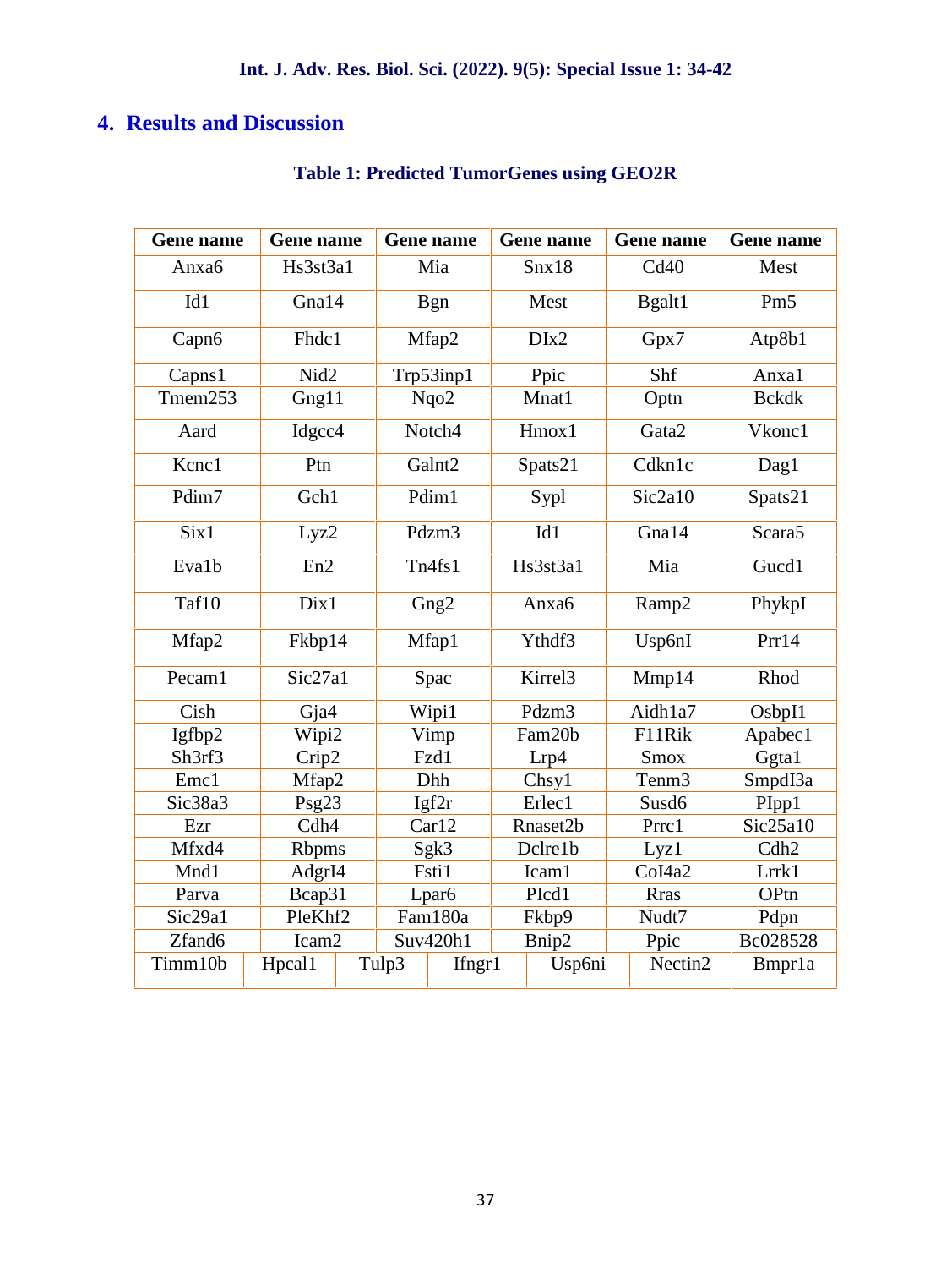## 4. Results and Discussion

**Table 1: Predicted TumorGenes using GEO2R**

| Gene name | Gene name | Gene name | Gene name | Gene name | Gene name |
|---|---|---|---|---|---|
| Anxa6 | Hs3st3a1 | Mia | Snx18 | Cd40 | Mest |
| Id1 | Gna14 | Bgn | Mest | Bgalt1 | Pm5 |
| Capn6 | Fhdc1 | Mfap2 | DIx2 | Gpx7 | Atp8b1 |
| Capns1 | Nid2 | Trp53inp1 | Ppic | Shf | Anxa1 |
| Tmem253 | Gng11 | Nqo2 | Mnat1 | Optn | Bckdk |
| Aard | Idgcc4 | Notch4 | Hmox1 | Gata2 | Vkonc1 |
| Kcnc1 | Ptn | Galnt2 | Spats21 | Cdkn1c | Dag1 |
| Pdim7 | Gch1 | Pdim1 | Sypl | Sic2a10 | Spats21 |
| Six1 | Lyz2 | Pdzm3 | Id1 | Gna14 | Scara5 |
| Eva1b | En2 | Tn4fs1 | Hs3st3a1 | Mia | Gucd1 |
| Taf10 | Dix1 | Gng2 | Anxa6 | Ramp2 | PhykpI |
| Mfap2 | Fkbp14 | Mfap1 | Ythdf3 | Usp6nI | Prr14 |
| Pecam1 | Sic27a1 | Spac | Kirrel3 | Mmp14 | Rhod |
| Cish | Gja4 | Wipi1 | Pdzm3 | Aidh1a7 | OsbpI1 |
| Igfbp2 | Wipi2 | Vimp | Fam20b | F11Rik | Apabec1 |
| Sh3rf3 | Crip2 | Fzd1 | Lrp4 | Smox | Ggta1 |
| Emc1 | Mfap2 | Dhh | Chsy1 | Tenm3 | SmpdI3a |
| Sic38a3 | Psg23 | Igf2r | Erlec1 | Susd6 | PIpp1 |
| Ezr | Cdh4 | Car12 | Rnaset2b | Prrc1 | Sic25a10 |
| Mfxd4 | Rbpms | Sgk3 | Dclre1b | Lyz1 | Cdh2 |
| Mnd1 | AdgrI4 | Fsti1 | Icam1 | CoI4a2 | Lrrk1 |
| Parva | Bcap31 | Lpar6 | PIcd1 | Rras | OPtn |
| Sic29a1 | PleKhf2 | Fam180a | Fkbp9 | Nudt7 | Pdpn |
| Zfand6 | Icam2 | Suv420h1 | Bnip2 | Ppic | Bc028528 |
| Timm10b | Hpcal1 | Tulp3 | Ifngr1 | Usp6ni | Nectin2 | Bmpr1a |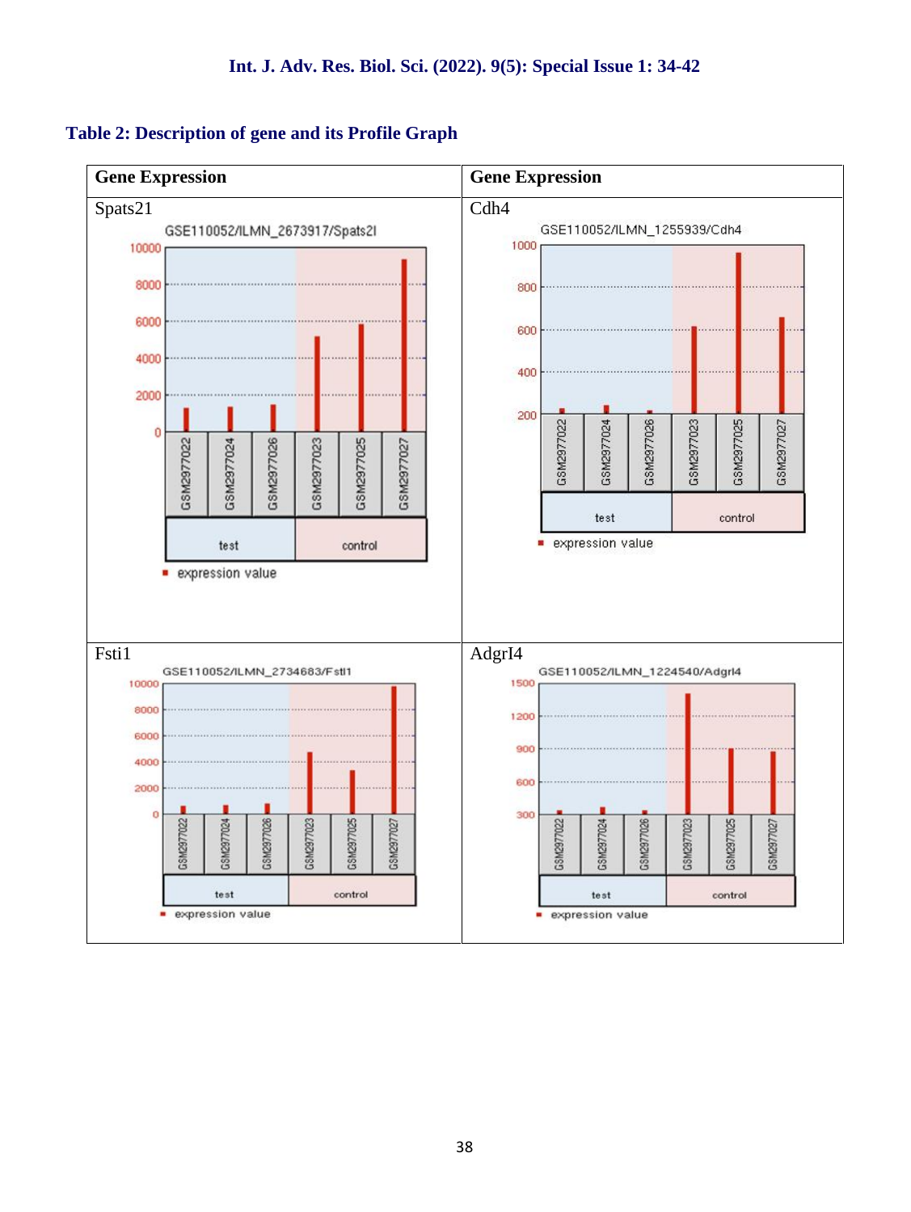**Table 2: Description of gene and its Profile Graph**

| Gene Expression | Gene Expression |
|---|---|
| Spats21 | Cdh4 |
| Fsti1 | AdgrI4 |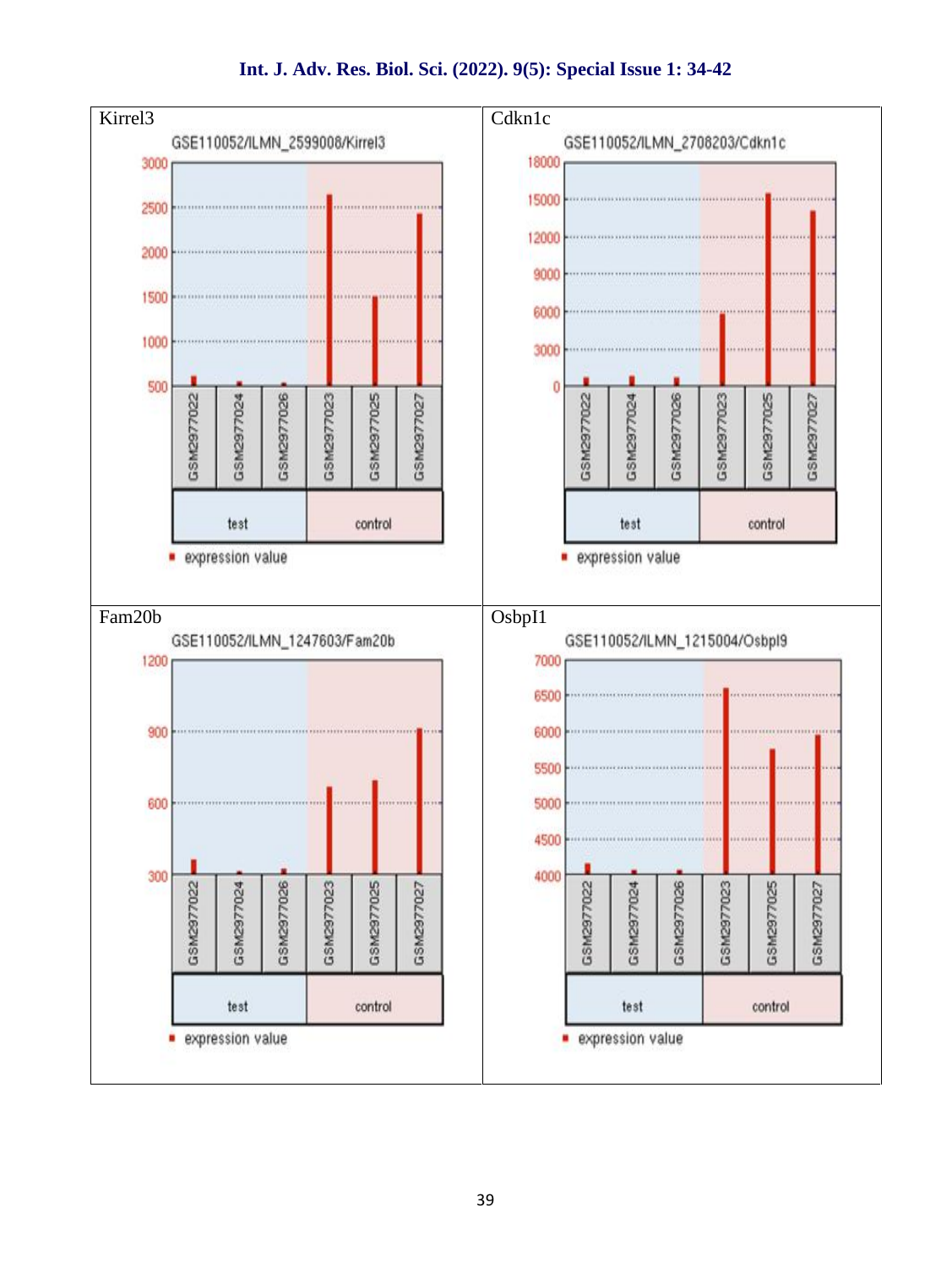| Kirrel3 | Cdkn1c |
|---|---|
| GSE110052/ILMN_2599008/Kirrel3 | GSE110052/ILMN_2708203/Cdkn1c |

| Fam20b | Osbpl1 |
|---|---|
| GSE110052/ILMN_1247603/Fam20b | GSE110052/ILMN_1215004/Osbpl9 |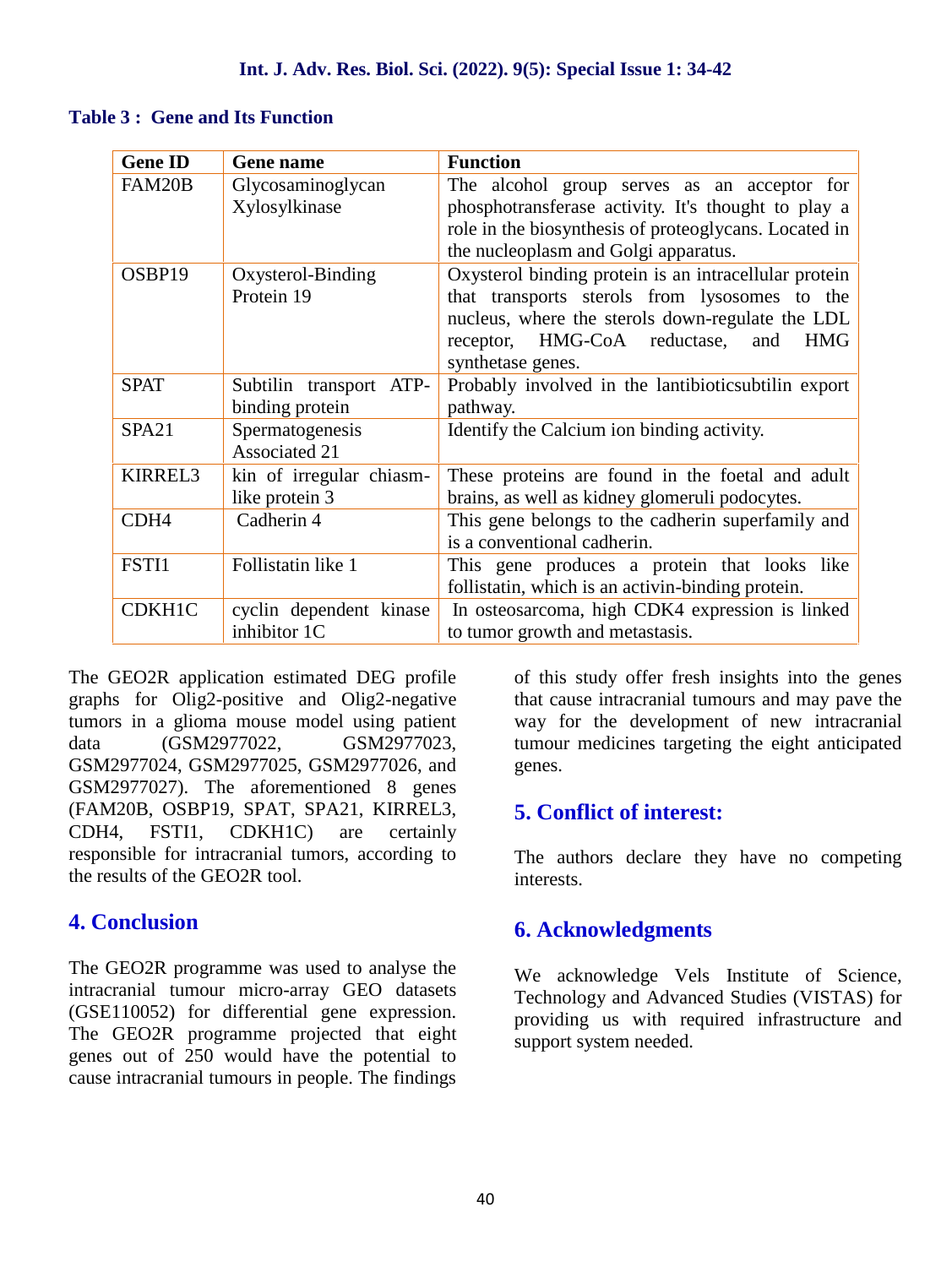**Table 3 : Gene and Its Function**

| Gene ID | Gene name | Function |
|---|---|---|
| FAM20B | Glycosaminoglycan Xylosylkinase | The alcohol group serves as an acceptor for phosphotransferase activity. It's thought to play a role in the biosynthesis of proteoglycans. Located in the nucleoplasm and Golgi apparatus. |
| OSBP19 | Oxysterol-Binding Protein 19 | Oxysterol binding protein is an intracellular protein that transports sterols from lysosomes to the nucleus, where the sterols down-regulate the LDL receptor, HMG-CoA reductase, and HMG synthetase genes. |
| SPAT | Subtilin transport ATP-binding protein | Probably involved in the lantibioticsubtilin export pathway. |
| SPA21 | Spermatogenesis Associated 21 | Identify the Calcium ion binding activity. |
| KIRREL3 | kin of irregular chiasm-like protein 3 | These proteins are found in the foetal and adult brains, as well as kidney glomeruli podocytes. |
| CDH4 | Cadherin 4 | This gene belongs to the cadherin superfamily and is a conventional cadherin. |
| FSTI1 | Follistatin like 1 | This gene produces a protein that looks like follistatin, which is an activin-binding protein. |
| CDKH1C | cyclin dependent kinase inhibitor 1C | In osteosarcoma, high CDK4 expression is linked to tumor growth and metastasis. |

The GEO2R application estimated DEG profile graphs for Olig2-positive and Olig2-negative tumors in a glioma mouse model using patient data (GSM2977022, GSM2977023, GSM2977024, GSM2977025, GSM2977026, and GSM2977027). The aforementioned 8 genes (FAM20B, OSBP19, SPAT, SPA21, KIRREL3, CDH4, FSTI1, CDKH1C) are certainly responsible for intracranial tumors, according to the results of the GEO2R tool.

## 4. Conclusion

The GEO2R programme was used to analyse the intracranial tumour micro-array GEO datasets (GSE110052) for differential gene expression. The GEO2R programme projected that eight genes out of 250 would have the potential to cause intracranial tumours in people. The findings of this study offer fresh insights into the genes that cause intracranial tumours and may pave the way for the development of new intracranial tumour medicines targeting the eight anticipated genes.

## 5. Conflict of interest:

The authors declare they have no competing interests.

## 6. Acknowledgments

We acknowledge Vels Institute of Science, Technology and Advanced Studies (VISTAS) for providing us with required infrastructure and support system needed.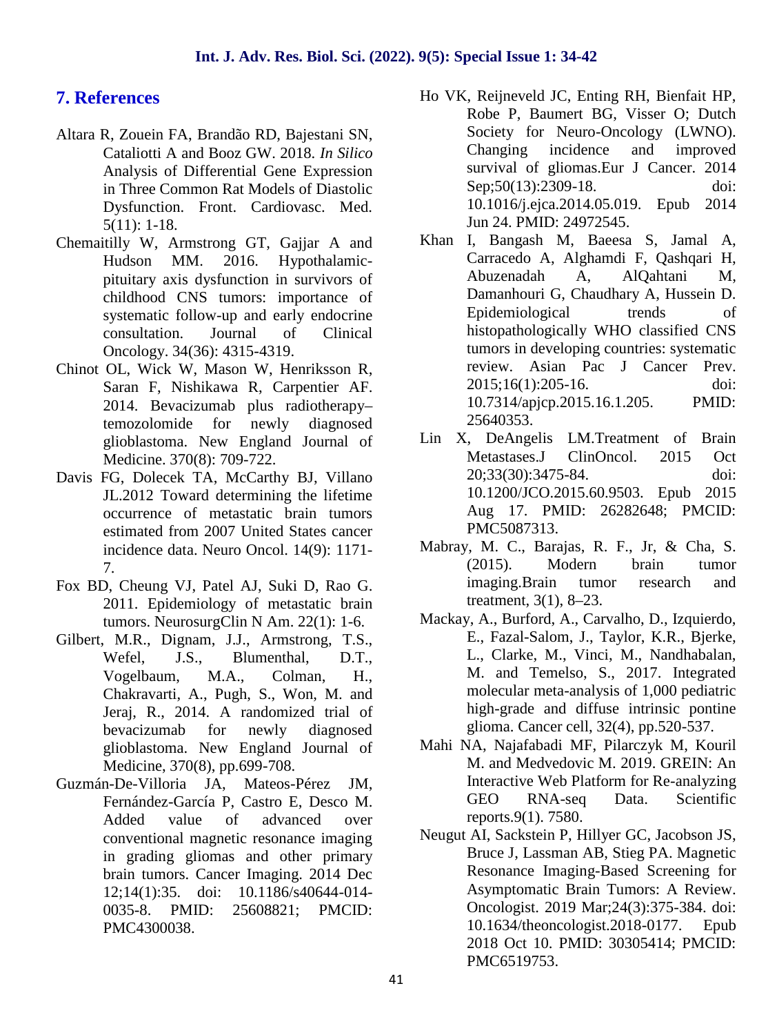## 7. References

Altara R, Zouein FA, Brandão RD, Bajestani SN, Cataliotti A and Booz GW. 2018. *In Silico* Analysis of Differential Gene Expression in Three Common Rat Models of Diastolic Dysfunction. Front. Cardiovasc. Med. 5(11): 1-18.

Chemaitilly W, Armstrong GT, Gajjar A and Hudson MM. 2016. Hypothalamic-pituitary axis dysfunction in survivors of childhood CNS tumors: importance of systematic follow-up and early endocrine consultation. Journal of Clinical Oncology. 34(36): 4315-4319.

Chinot OL, Wick W, Mason W, Henriksson R, Saran F, Nishikawa R, Carpentier AF. 2014. Bevacizumab plus radiotherapy–temozolomide for newly diagnosed glioblastoma. New England Journal of Medicine. 370(8): 709-722.

Davis FG, Dolecek TA, McCarthy BJ, Villano JL.2012 Toward determining the lifetime occurrence of metastatic brain tumors estimated from 2007 United States cancer incidence data. Neuro Oncol. 14(9): 1171-7.

Fox BD, Cheung VJ, Patel AJ, Suki D, Rao G. 2011. Epidemiology of metastatic brain tumors. NeurosurgClin N Am. 22(1): 1-6.

Gilbert, M.R., Dignam, J.J., Armstrong, T.S., Wefel, J.S., Blumenthal, D.T., Vogelbaum, M.A., Colman, H., Chakravarti, A., Pugh, S., Won, M. and Jeraj, R., 2014. A randomized trial of bevacizumab for newly diagnosed glioblastoma. New England Journal of Medicine, 370(8), pp.699-708.

Guzmán-De-Villoria JA, Mateos-Pérez JM, Fernández-García P, Castro E, Desco M. Added value of advanced over conventional magnetic resonance imaging in grading gliomas and other primary brain tumors. Cancer Imaging. 2014 Dec 12;14(1):35. doi: 10.1186/s40644-014-0035-8. PMID: 25608821; PMCID: PMC4300038.

Ho VK, Reijneveld JC, Enting RH, Bienfait HP, Robe P, Baumert BG, Visser O; Dutch Society for Neuro-Oncology (LWNO). Changing incidence and improved survival of gliomas.Eur J Cancer. 2014 Sep;50(13):2309-18. doi: 10.1016/j.ejca.2014.05.019. Epub 2014 Jun 24. PMID: 24972545.

Khan I, Bangash M, Baeesa S, Jamal A, Carracedo A, Alghamdi F, Qashqari H, Abuzenadah A, AlQahtani M, Damanhouri G, Chaudhary A, Hussein D. Epidemiological trends of histopathologically WHO classified CNS tumors in developing countries: systematic review. Asian Pac J Cancer Prev. 2015;16(1):205-16. doi: 10.7314/apjcp.2015.16.1.205. PMID: 25640353.

Lin X, DeAngelis LM.Treatment of Brain Metastases.J ClinOncol. 2015 Oct 20;33(30):3475-84. doi: 10.1200/JCO.2015.60.9503. Epub 2015 Aug 17. PMID: 26282648; PMCID: PMC5087313.

Mabray, M. C., Barajas, R. F., Jr, & Cha, S. (2015). Modern brain tumor imaging.Brain tumor research and treatment, 3(1), 8–23.

Mackay, A., Burford, A., Carvalho, D., Izquierdo, E., Fazal-Salom, J., Taylor, K.R., Bjerke, L., Clarke, M., Vinci, M., Nandhabalan, M. and Temelso, S., 2017. Integrated molecular meta-analysis of 1,000 pediatric high-grade and diffuse intrinsic pontine glioma. Cancer cell, 32(4), pp.520-537.

Mahi NA, Najafabadi MF, Pilarczyk M, Kouril M. and Medvedovic M. 2019. GREIN: An Interactive Web Platform for Re-analyzing GEO RNA-seq Data. Scientific reports.9(1). 7580.

Neugut AI, Sackstein P, Hillyer GC, Jacobson JS, Bruce J, Lassman AB, Stieg PA. Magnetic Resonance Imaging-Based Screening for Asymptomatic Brain Tumors: A Review. Oncologist. 2019 Mar;24(3):375-384. doi: 10.1634/theoncologist.2018-0177. Epub 2018 Oct 10. PMID: 30305414; PMCID: PMC6519753.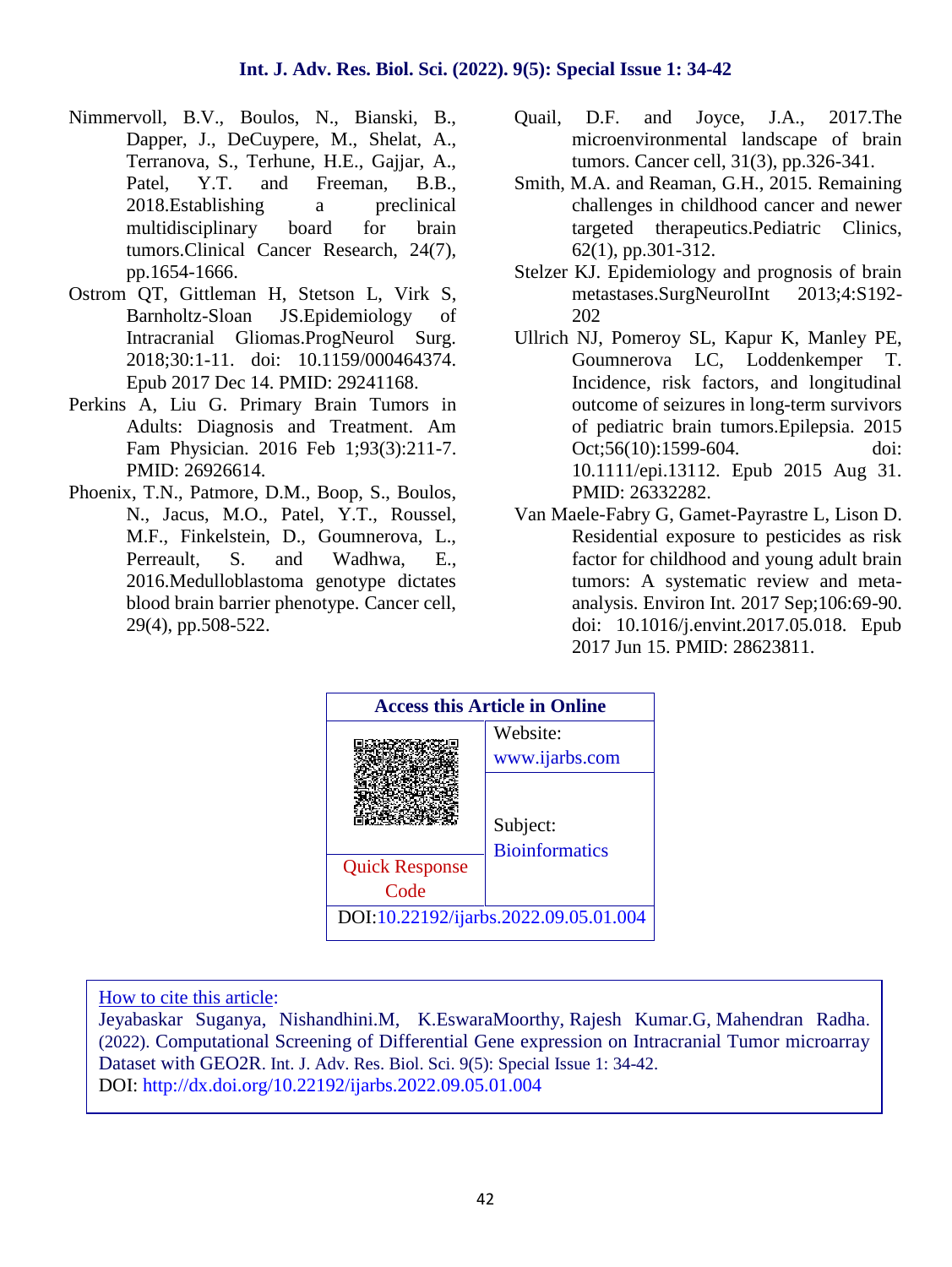Nimmervoll, B.V., Boulos, N., Bianski, B., Dapper, J., DeCuypere, M., Shelat, A., Terranova, S., Terhune, H.E., Gajjar, A., Patel, Y.T. and Freeman, B.B., 2018.Establishing a preclinical multidisciplinary board for brain tumors.Clinical Cancer Research, 24(7), pp.1654-1666.

Ostrom QT, Gittleman H, Stetson L, Virk S, Barnholtz-Sloan JS.Epidemiology of Intracranial Gliomas.ProgNeurol Surg. 2018;30:1-11. doi: 10.1159/000464374. Epub 2017 Dec 14. PMID: 29241168.

Perkins A, Liu G. Primary Brain Tumors in Adults: Diagnosis and Treatment. Am Fam Physician. 2016 Feb 1;93(3):211-7. PMID: 26926614.

Phoenix, T.N., Patmore, D.M., Boop, S., Boulos, N., Jacus, M.O., Patel, Y.T., Roussel, M.F., Finkelstein, D., Goumnerova, L., Perreault, S. and Wadhwa, E., 2016.Medulloblastoma genotype dictates blood brain barrier phenotype. Cancer cell, 29(4), pp.508-522.

Quail, D.F. and Joyce, J.A., 2017.The microenvironmental landscape of brain tumors. Cancer cell, 31(3), pp.326-341.

Smith, M.A. and Reaman, G.H., 2015. Remaining challenges in childhood cancer and newer targeted therapeutics.Pediatric Clinics, 62(1), pp.301-312.

Stelzer KJ. Epidemiology and prognosis of brain metastases.SurgNeurolInt 2013;4:S192-202

Ullrich NJ, Pomeroy SL, Kapur K, Manley PE, Goumnerova LC, Loddenkemper T. Incidence, risk factors, and longitudinal outcome of seizures in long-term survivors of pediatric brain tumors.Epilepsia. 2015 Oct;56(10):1599-604. doi: 10.1111/epi.13112. Epub 2015 Aug 31. PMID: 26332282.

Van Maele-Fabry G, Gamet-Payrastre L, Lison D. Residential exposure to pesticides as risk factor for childhood and young adult brain tumors: A systematic review and meta-analysis. Environ Int. 2017 Sep;106:69-90. doi: 10.1016/j.envint.2017.05.018. Epub 2017 Jun 15. PMID: 28623811.

| Access this Article in Online | |
|---|---|
| | Website: www.ijarbs.com |
| Quick Response Code | Subject: Bioinformatics |
| DOI:10.22192/ijarbs.2022.09.05.01.004 | |

How to cite this article:
Jeyabaskar Suganya, Nishandhini.M, K.EswaraMoorthy, Rajesh Kumar.G, Mahendran Radha. (2022). Computational Screening of Differential Gene expression on Intracranial Tumor microarray Dataset with GEO2R. Int. J. Adv. Res. Biol. Sci. 9(5): Special Issue 1: 34-42.
DOI: http://dx.doi.org/10.22192/ijarbs.2022.09.05.01.004